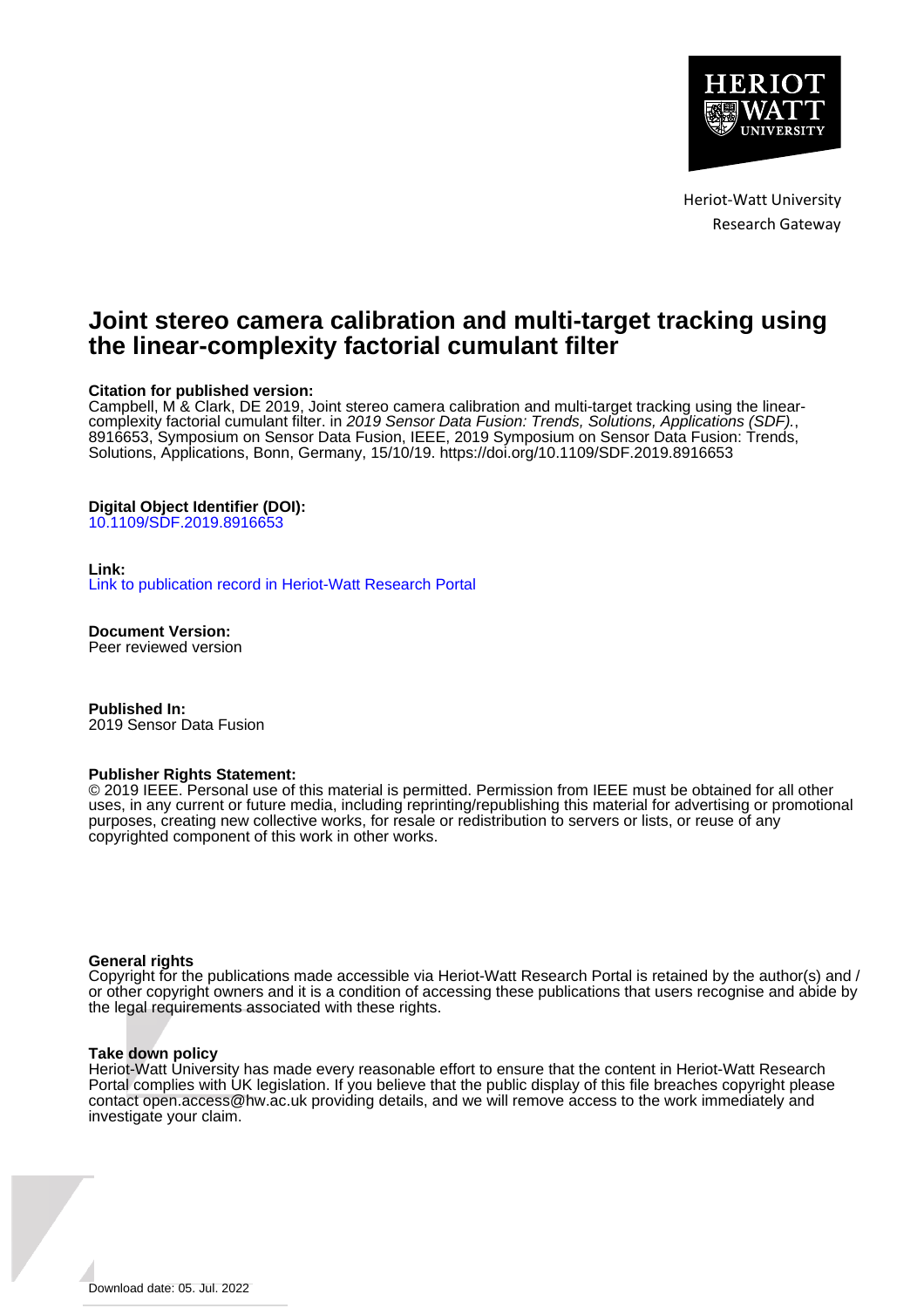Heriot-Watt University
Research Gateway

# Joint stereo camera calibration and multi-target tracking using the linear-complexity factorial cumulant filter

**Citation for published version:**
Campbell, M & Clark, DE 2019, Joint stereo camera calibration and multi-target tracking using the linear-complexity factorial cumulant filter. in *2019 Sensor Data Fusion: Trends, Solutions, Applications (SDF).*, 8916653, Symposium on Sensor Data Fusion, IEEE, 2019 Symposium on Sensor Data Fusion: Trends, Solutions, Applications, Bonn, Germany, 15/10/19. https://doi.org/10.1109/SDF.2019.8916653

**Digital Object Identifier (DOI):**
10.1109/SDF.2019.8916653

**Link:**
Link to publication record in Heriot-Watt Research Portal

**Document Version:**
Peer reviewed version

**Published In:**
2019 Sensor Data Fusion

**Publisher Rights Statement:**
© 2019 IEEE. Personal use of this material is permitted. Permission from IEEE must be obtained for all other uses, in any current or future media, including reprinting/republishing this material for advertising or promotional purposes, creating new collective works, for resale or redistribution to servers or lists, or reuse of any copyrighted component of this work in other works.

**General rights**
Copyright for the publications made accessible via Heriot-Watt Research Portal is retained by the author(s) and / or other copyright owners and it is a condition of accessing these publications that users recognise and abide by the legal requirements associated with these rights.

**Take down policy**
Heriot-Watt University has made every reasonable effort to ensure that the content in Heriot-Watt Research Portal complies with UK legislation. If you believe that the public display of this file breaches copyright please contact open.access@hw.ac.uk providing details, and we will remove access to the work immediately and investigate your claim.

Download date: 05. Jul. 2022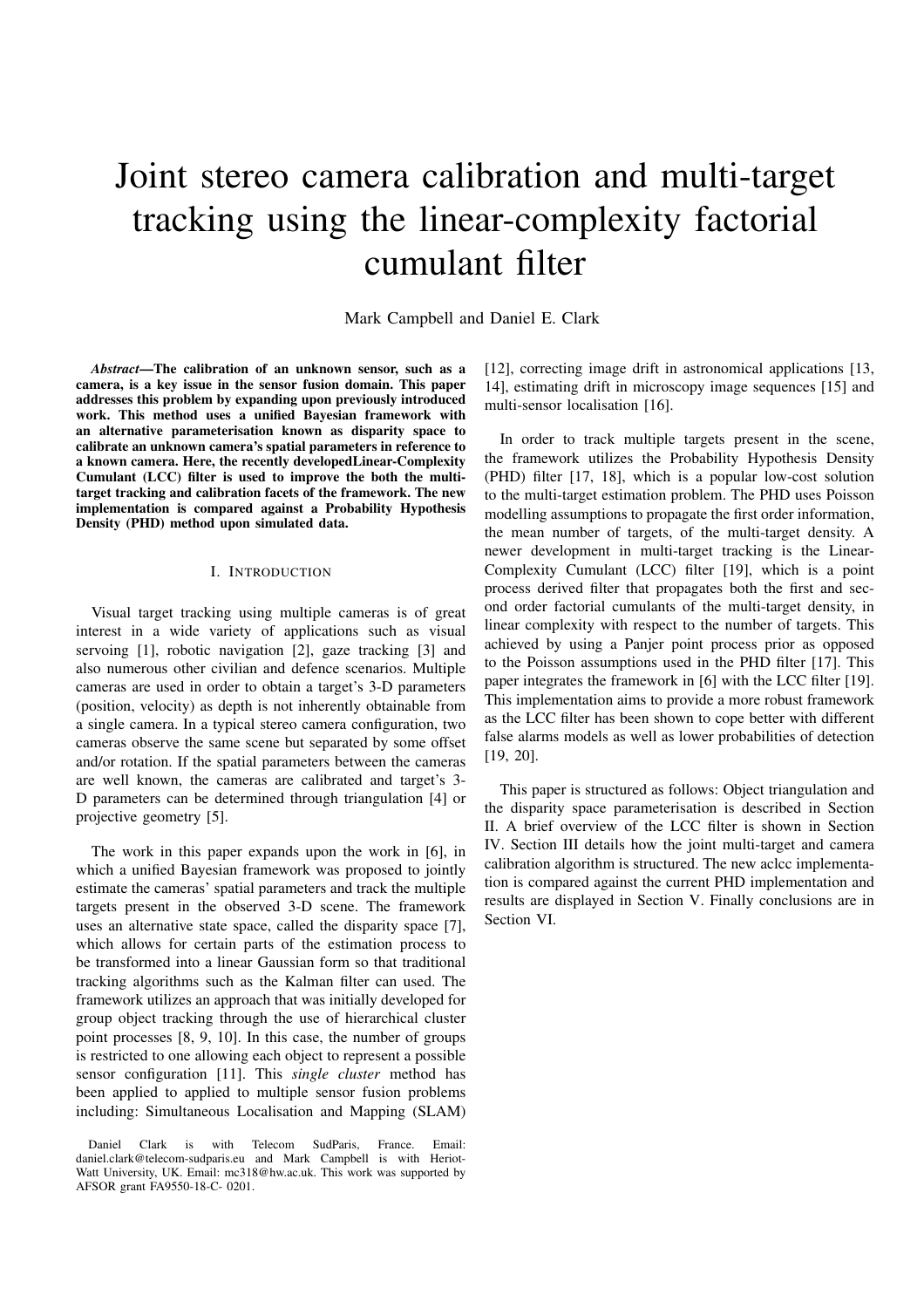# Joint stereo camera calibration and multi-target tracking using the linear-complexity factorial cumulant filter

Mark Campbell and Daniel E. Clark

***Abstract*—The calibration of an unknown sensor, such as a camera, is a key issue in the sensor fusion domain. This paper addresses this problem by expanding upon previously introduced work. This method uses a unified Bayesian framework with an alternative parameterisation known as disparity space to calibrate an unknown camera's spatial parameters in reference to a known camera. Here, the recently developedLinear-Complexity Cumulant (LCC) filter is used to improve the both the multi-target tracking and calibration facets of the framework. The new implementation is compared against a Probability Hypothesis Density (PHD) method upon simulated data.**

## I. Introduction

Visual target tracking using multiple cameras is of great interest in a wide variety of applications such as visual servoing [1], robotic navigation [2], gaze tracking [3] and also numerous other civilian and defence scenarios. Multiple cameras are used in order to obtain a target's 3-D parameters (position, velocity) as depth is not inherently obtainable from a single camera. In a typical stereo camera configuration, two cameras observe the same scene but separated by some offset and/or rotation. If the spatial parameters between the cameras are well known, the cameras are calibrated and target's 3-D parameters can be determined through triangulation [4] or projective geometry [5].

The work in this paper expands upon the work in [6], in which a unified Bayesian framework was proposed to jointly estimate the cameras' spatial parameters and track the multiple targets present in the observed 3-D scene. The framework uses an alternative state space, called the disparity space [7], which allows for certain parts of the estimation process to be transformed into a linear Gaussian form so that traditional tracking algorithms such as the Kalman filter can used. The framework utilizes an approach that was initially developed for group object tracking through the use of hierarchical cluster point processes [8, 9, 10]. In this case, the number of groups is restricted to one allowing each object to represent a possible sensor configuration [11]. This *single cluster* method has been applied to applied to multiple sensor fusion problems including: Simultaneous Localisation and Mapping (SLAM) [12], correcting image drift in astronomical applications [13, 14], estimating drift in microscopy image sequences [15] and multi-sensor localisation [16].

In order to track multiple targets present in the scene, the framework utilizes the Probability Hypothesis Density (PHD) filter [17, 18], which is a popular low-cost solution to the multi-target estimation problem. The PHD uses Poisson modelling assumptions to propagate the first order information, the mean number of targets, of the multi-target density. A newer development in multi-target tracking is the Linear-Complexity Cumulant (LCC) filter [19], which is a point process derived filter that propagates both the first and second order factorial cumulants of the multi-target density, in linear complexity with respect to the number of targets. This achieved by using a Panjer point process prior as opposed to the Poisson assumptions used in the PHD filter [17]. This paper integrates the framework in [6] with the LCC filter [19]. This implementation aims to provide a more robust framework as the LCC filter has been shown to cope better with different false alarms models as well as lower probabilities of detection [19, 20].

This paper is structured as follows: Object triangulation and the disparity space parameterisation is described in Section II. A brief overview of the LCC filter is shown in Section IV. Section III details how the joint multi-target and camera calibration algorithm is structured. The new aclcc implementation is compared against the current PHD implementation and results are displayed in Section V. Finally conclusions are in Section VI.

Daniel Clark is with Telecom SudParis, France. Email: daniel.clark@telecom-sudparis.eu and Mark Campbell is with Heriot-Watt University, UK. Email: mc318@hw.ac.uk. This work was supported by AFSOR grant FA9550-18-C- 0201.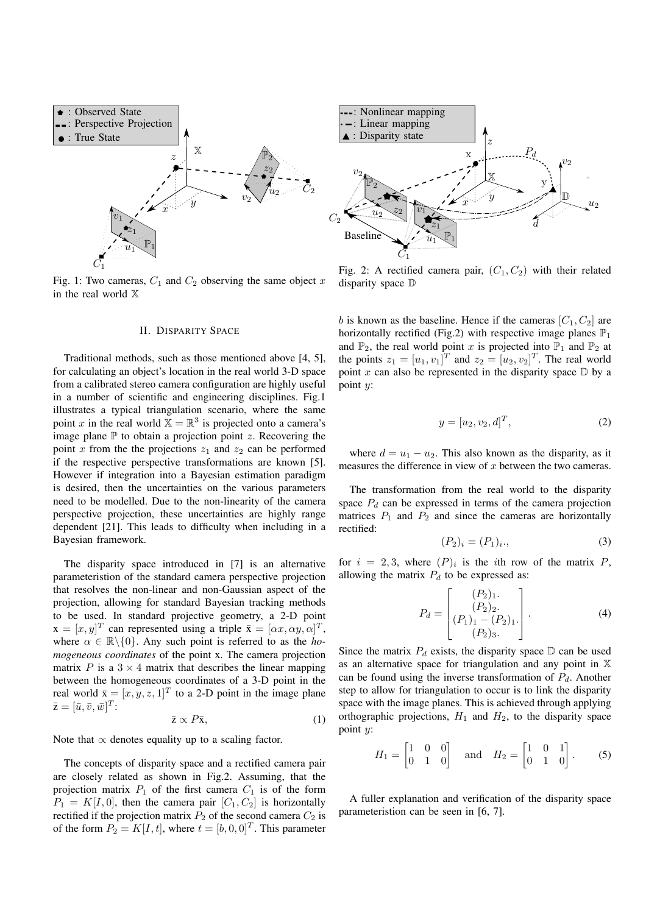Fig. 1: Two cameras, $C_1$ and $C_2$ observing the same object $x$ in the real world $\mathbb{X}$

Fig. 2: A rectified camera pair, $(C_1, C_2)$ with their related disparity space $\mathbb{D}$

## II. Disparity Space

Traditional methods, such as those mentioned above [4, 5], for calculating an object's location in the real world 3-D space from a calibrated stereo camera configuration are highly useful in a number of scientific and engineering disciplines. Fig.1 illustrates a typical triangulation scenario, where the same point $x$ in the real world $\mathbb{X} = \mathbb{R}^3$ is projected onto a camera's image plane $\mathbb{P}$ to obtain a projection point $z$. Recovering the point $x$ from the the projections $z_1$ and $z_2$ can be performed if the respective perspective transformations are known [5]. However if integration into a Bayesian estimation paradigm is desired, then the uncertainties on the various parameters need to be modelled. Due to the non-linearity of the camera perspective projection, these uncertainties are highly range dependent [21]. This leads to difficulty when including in a Bayesian framework.

The disparity space introduced in [7] is an alternative parameteristion of the standard camera perspective projection that resolves the non-linear and non-Gaussian aspect of the projection, allowing for standard Bayesian tracking methods to be used. In standard projective geometry, a 2-D point $\mathrm{x} = [x, y]^T$ can represented using a triple $\bar{\mathrm{x}} = [\alpha x, \alpha y, \alpha]^T$, where $\alpha \in \mathbb{R}\backslash\{0\}$. Any such point is referred to as the *homogeneous coordinates* of the point x. The camera projection matrix $P$ is a $3 \times 4$ matrix that describes the linear mapping between the homogeneous coordinates of a 3-D point in the real world $\bar{\mathrm{x}} = [x, y, z, 1]^T$ to a 2-D point in the image plane $\bar{\mathrm{z}} = [\bar{u}, \bar{v}, \bar{w}]^T$:

$$\bar{\mathrm{z}} \propto P\bar{\mathrm{x}}, \tag{1}$$

Note that $\propto$ denotes equality up to a scaling factor.

The concepts of disparity space and a rectified camera pair are closely related as shown in Fig.2. Assuming, that the projection matrix $P_1$ of the first camera $C_1$ is of the form $P_1 = K[I, 0]$, then the camera pair $[C_1, C_2]$ is horizontally rectified if the projection matrix $P_2$ of the second camera $C_2$ is of the form $P_2 = K[I, t]$, where $t = [b, 0, 0]^T$. This parameter $b$ is known as the baseline. Hence if the cameras $[C_1, C_2]$ are horizontally rectified (Fig.2) with respective image planes $\mathbb{P}_1$ and $\mathbb{P}_2$, the real world point $x$ is projected into $\mathbb{P}_1$ and $\mathbb{P}_2$ at the points $z_1 = [u_1, v_1]^T$ and $z_2 = [u_2, v_2]^T$. The real world point $x$ can also be represented in the disparity space $\mathbb{D}$ by a point $y$:

$$y = [u_2, v_2, d]^T, \tag{2}$$

where $d = u_1 - u_2$. This also known as the disparity, as it measures the difference in view of $x$ between the two cameras.

The transformation from the real world to the disparity space $P_d$ can be expressed in terms of the camera projection matrices $P_1$ and $P_2$ and since the cameras are horizontally rectified:

$$(P_2)_i = (P_1)_i., \tag{3}$$

for $i = 2, 3$, where $(P)_i$ is the $i$th row of the matrix $P$, allowing the matrix $P_d$ to be expressed as:

$$P_d = \begin{bmatrix} (P_2)_1. \\ (P_2)_2. \\ (P_1)_1 - (P_2)_1. \\ (P_2)_3. \end{bmatrix}. \tag{4}$$

Since the matrix $P_d$ exists, the disparity space $\mathbb{D}$ can be used as an alternative space for triangulation and any point in $\mathbb{X}$ can be found using the inverse transformation of $P_d$. Another step to allow for triangulation to occur is to link the disparity space with the image planes. This is achieved through applying orthographic projections, $H_1$ and $H_2$, to the disparity space point $y$:

$$H_1 = \begin{bmatrix} 1 & 0 & 0 \\ 0 & 1 & 0 \end{bmatrix} \quad \text{and} \quad H_2 = \begin{bmatrix} 1 & 0 & 1 \\ 0 & 1 & 0 \end{bmatrix}. \tag{5}$$

A fuller explanation and verification of the disparity space parameteristion can be seen in [6, 7].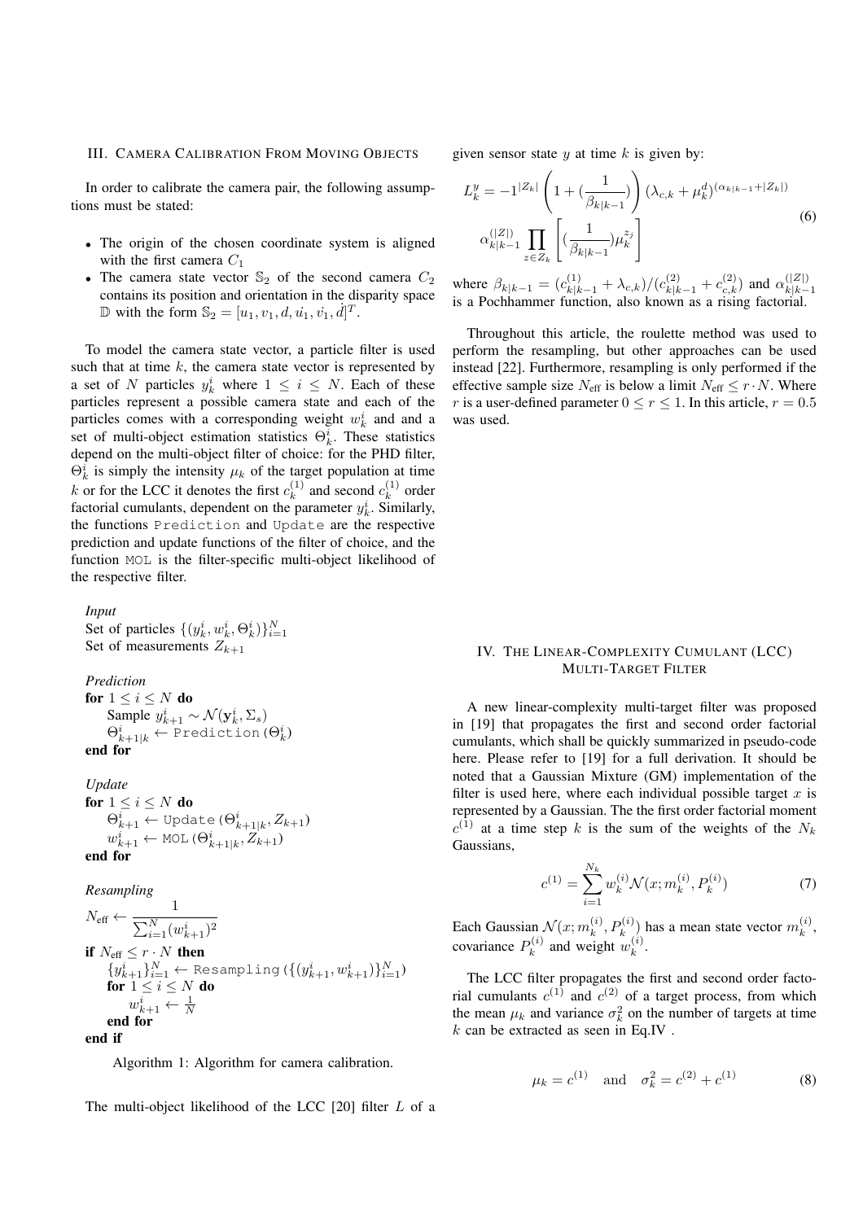## III. Camera Calibration From Moving Objects

In order to calibrate the camera pair, the following assumptions must be stated:

- The origin of the chosen coordinate system is aligned with the first camera $C_1$
- The camera state vector $\mathbb{S}_2$ of the second camera $C_2$ contains its position and orientation in the disparity space $\mathbb{D}$ with the form $\mathbb{S}_2 = [u_1, v_1, d, \dot{u_1}, \dot{v_1}, \dot{d}]^T$.

To model the camera state vector, a particle filter is used such that at time $k$, the camera state vector is represented by a set of $N$ particles $y_k^i$ where $1 \leq i \leq N$. Each of these particles represent a possible camera state and each of the particles comes with a corresponding weight $w_k^i$ and and a set of multi-object estimation statistics $\Theta_k^i$. These statistics depend on the multi-object filter of choice: for the PHD filter, $\Theta_k^i$ is simply the intensity $\mu_k$ of the target population at time $k$ or for the LCC it denotes the first $c_k^{(1)}$ and second $c_k^{(1)}$ order factorial cumulants, dependent on the parameter $y_k^i$. Similarly, the functions `Prediction` and `Update` are the respective prediction and update functions of the filter of choice, and the function `MOL` is the filter-specific multi-object likelihood of the respective filter.

*Input*
Set of particles $\{(y_k^i, w_k^i, \Theta_k^i)\}_{i=1}^N$
Set of measurements $Z_{k+1}$

*Prediction*
**for** $1 \leq i \leq N$ **do**
  Sample $y_{k+1}^i \sim \mathcal{N}(\mathbf{y}_k^i, \Sigma_s)$
  $\Theta_{k+1|k}^i \leftarrow$ `Prediction`$(\Theta_k^i)$
**end for**

*Update*
**for** $1 \leq i \leq N$ **do**
  $\Theta_{k+1}^i \leftarrow$ `Update`$(\Theta_{k+1|k}^i, Z_{k+1})$
  $w_{k+1}^i \leftarrow$ `MOL`$(\Theta_{k+1|k}^i, Z_{k+1})$
**end for**

*Resampling*
$N_{\text{eff}} \leftarrow \dfrac{1}{\sum_{i=1}^N (w_{k+1}^i)^2}$
**if** $N_{\text{eff}} \leq r \cdot N$ **then**
  $\{y_{k+1}^i\}_{i=1}^N \leftarrow$ `Resampling`$(\{(y_{k+1}^i, w_{k+1}^i)\}_{i=1}^N)$
  **for** $1 \leq i \leq N$ **do**
    $w_{k+1}^i \leftarrow \frac{1}{N}$
  **end for**
**end if**

Algorithm 1: Algorithm for camera calibration.

The multi-object likelihood of the LCC [20] filter $L$ of a given sensor state $y$ at time $k$ is given by:

$$L_k^y = -1^{|Z_k|} \left( 1 + (\frac{1}{\beta_{k|k-1}}) \right) (\lambda_{c,k} + \mu_k^d)^{(\alpha_{k|k-1} + |Z_k|)} \alpha_{k|k-1}^{(|Z|)} \prod_{z \in Z_k} \left[ (\frac{1}{\beta_{k|k-1}}) \mu_k^{z_j} \right] \tag{6}$$

where $\beta_{k|k-1} = (c_{k|k-1}^{(1)} + \lambda_{c,k})/(c_{k|k-1}^{(2)} + c_{c,k}^{(2)})$ and $\alpha_{k|k-1}^{(|Z|)}$ is a Pochhammer function, also known as a rising factorial.

Throughout this article, the roulette method was used to perform the resampling, but other approaches can be used instead [22]. Furthermore, resampling is only performed if the effective sample size $N_{\text{eff}}$ is below a limit $N_{\text{eff}} \leq r \cdot N$. Where $r$ is a user-defined parameter $0 \leq r \leq 1$. In this article, $r = 0.5$ was used.

## IV. The Linear-Complexity Cumulant (LCC) Multi-Target Filter

A new linear-complexity multi-target filter was proposed in [19] that propagates the first and second order factorial cumulants, which shall be quickly summarized in pseudo-code here. Please refer to [19] for a full derivation. It should be noted that a Gaussian Mixture (GM) implementation of the filter is used here, where each individual possible target $x$ is represented by a Gaussian. The the first order factorial moment $c^{(1)}$ at a time step $k$ is the sum of the weights of the $N_k$ Gaussians,

$$c^{(1)} = \sum_{i=1}^{N_k} w_k^{(i)} \mathcal{N}(x; m_k^{(i)}, P_k^{(i)}) \tag{7}$$

Each Gaussian $\mathcal{N}(x; m_k^{(i)}, P_k^{(i)})$ has a mean state vector $m_k^{(i)}$, covariance $P_k^{(i)}$ and weight $w_k^{(i)}$.

The LCC filter propagates the first and second order factorial cumulants $c^{(1)}$ and $c^{(2)}$ of a target process, from which the mean $\mu_k$ and variance $\sigma_k^2$ on the number of targets at time $k$ can be extracted as seen in Eq.IV .

$$\mu_k = c^{(1)} \quad \text{and} \quad \sigma_k^2 = c^{(2)} + c^{(1)} \tag{8}$$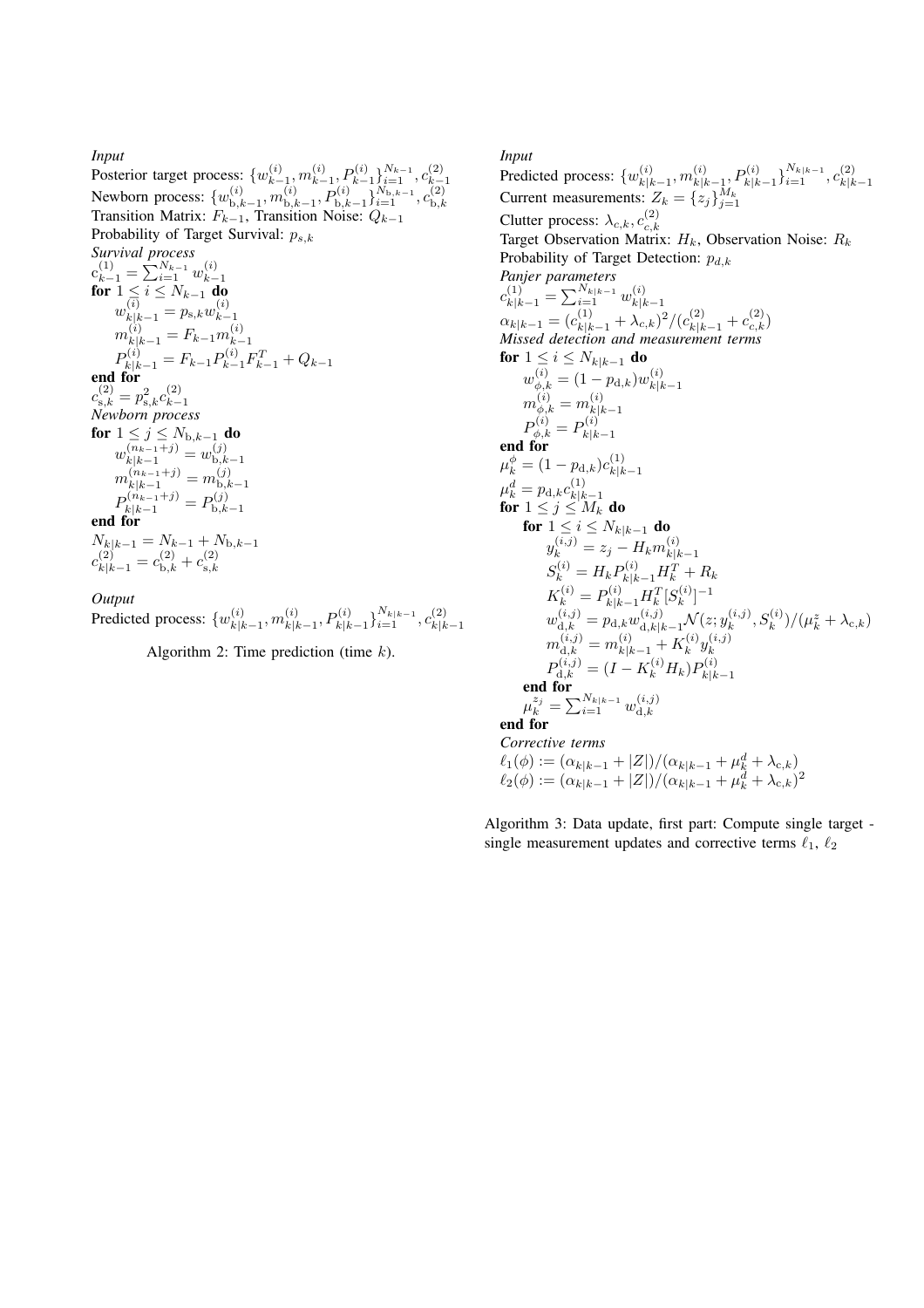*Input*

Posterior target process: $\{w_{k-1}^{(i)}, m_{k-1}^{(i)}, P_{k-1}^{(i)}\}_{i=1}^{N_{k-1}}, c_{k-1}^{(2)}$

Newborn process: $\{w_{\mathrm{b},k-1}^{(i)}, m_{\mathrm{b},k-1}^{(i)}, P_{\mathrm{b},k-1}^{(i)}\}_{i=1}^{N_{\mathrm{b},k-1}}, c_{\mathrm{b},k}^{(2)}$

Transition Matrix: $F_{k-1}$, Transition Noise: $Q_{k-1}$

Probability of Target Survival: $p_{s,k}$

*Survival process*

$\mathrm{c}_{k-1}^{(1)} = \sum_{i=1}^{N_{k-1}} w_{k-1}^{(i)}$

**for** $1 \leq i \leq N_{k-1}$ **do**

  $w_{k|k-1}^{(i)} = p_{\mathrm{s},k} w_{k-1}^{(i)}$

  $m_{k|k-1}^{(i)} = F_{k-1} m_{k-1}^{(i)}$

  $P_{k|k-1}^{(i)} = F_{k-1} P_{k-1}^{(i)} F_{k-1}^T + Q_{k-1}$

**end for**

$c_{\mathrm{s},k}^{(2)} = p_{\mathrm{s},k}^2 c_{k-1}^{(2)}$

*Newborn process*

**for** $1 \leq j \leq N_{\mathrm{b},k-1}$ **do**

  $w_{k|k-1}^{(n_{k-1}+j)} = w_{\mathrm{b},k-1}^{(j)}$

  $m_{k|k-1}^{(n_{k-1}+j)} = m_{\mathrm{b},k-1}^{(j)}$

  $P_{k|k-1}^{(n_{k-1}+j)} = P_{\mathrm{b},k-1}^{(j)}$

**end for**

$N_{k|k-1} = N_{k-1} + N_{\mathrm{b},k-1}$

$c_{k|k-1}^{(2)} = c_{\mathrm{b},k}^{(2)} + c_{\mathrm{s},k}^{(2)}$

*Output*

Predicted process: $\{w_{k|k-1}^{(i)}, m_{k|k-1}^{(i)}, P_{k|k-1}^{(i)}\}_{i=1}^{N_{k|k-1}}, c_{k|k-1}^{(2)}$

Algorithm 2: Time prediction (time $k$).

*Input*

Predicted process: $\{w_{k|k-1}^{(i)}, m_{k|k-1}^{(i)}, P_{k|k-1}^{(i)}\}_{i=1}^{N_{k|k-1}}, c_{k|k-1}^{(2)}$

Current measurements: $Z_k = \{z_j\}_{j=1}^{M_k}$

Clutter process: $\lambda_{c,k}, c_{c,k}^{(2)}$

Target Observation Matrix: $H_k$, Observation Noise: $R_k$

Probability of Target Detection: $p_{d,k}$

*Panjer parameters*

$c_{k|k-1}^{(1)} = \sum_{i=1}^{N_{k|k-1}} w_{k|k-1}^{(i)}$

$\alpha_{k|k-1} = (c_{k|k-1}^{(1)} + \lambda_{c,k})^2 / (c_{k|k-1}^{(2)} + c_{c,k}^{(2)})$

*Missed detection and measurement terms*

**for** $1 \leq i \leq N_{k|k-1}$ **do**

  $w_{\phi,k}^{(i)} = (1 - p_{\mathrm{d},k}) w_{k|k-1}^{(i)}$

  $m_{\phi,k}^{(i)} = m_{k|k-1}^{(i)}$

  $P_{\phi,k}^{(i)} = P_{k|k-1}^{(i)}$

**end for**

$\mu_k^{\phi} = (1 - p_{\mathrm{d},k}) c_{k|k-1}^{(1)}$

$\mu_k^{d} = p_{\mathrm{d},k} c_{k|k-1}^{(1)}$

**for** $1 \leq j \leq M_k$ **do**

  **for** $1 \leq i \leq N_{k|k-1}$ **do**

    $y_k^{(i,j)} = z_j - H_k m_{k|k-1}^{(i)}$

    $S_k^{(i)} = H_k P_{k|k-1}^{(i)} H_k^T + R_k$

    $K_k^{(i)} = P_{k|k-1}^{(i)} H_k^T [S_k^{(i)}]^{-1}$

    $w_{\mathrm{d},k}^{(i,j)} = p_{\mathrm{d},k} w_{\mathrm{d},k|k-1}^{(i,j)} \mathcal{N}(z; y_k^{(i,j)}, S_k^{(i)}) / (\mu_k^z + \lambda_{\mathrm{c},k})$

    $m_{\mathrm{d},k}^{(i,j)} = m_{k|k-1}^{(i)} + K_k^{(i)} y_k^{(i,j)}$

    $P_{\mathrm{d},k}^{(i,j)} = (I - K_k^{(i)} H_k) P_{k|k-1}^{(i)}$

  **end for**

  $\mu_k^{z_j} = \sum_{i=1}^{N_{k|k-1}} w_{\mathrm{d},k}^{(i,j)}$

**end for**

*Corrective terms*

$\ell_1(\phi) := (\alpha_{k|k-1} + |Z|) / (\alpha_{k|k-1} + \mu_k^d + \lambda_{\mathrm{c},k})$

$\ell_2(\phi) := (\alpha_{k|k-1} + |Z|) / (\alpha_{k|k-1} + \mu_k^d + \lambda_{\mathrm{c},k})^2$

Algorithm 3: Data update, first part: Compute single target - single measurement updates and corrective terms $\ell_1$, $\ell_2$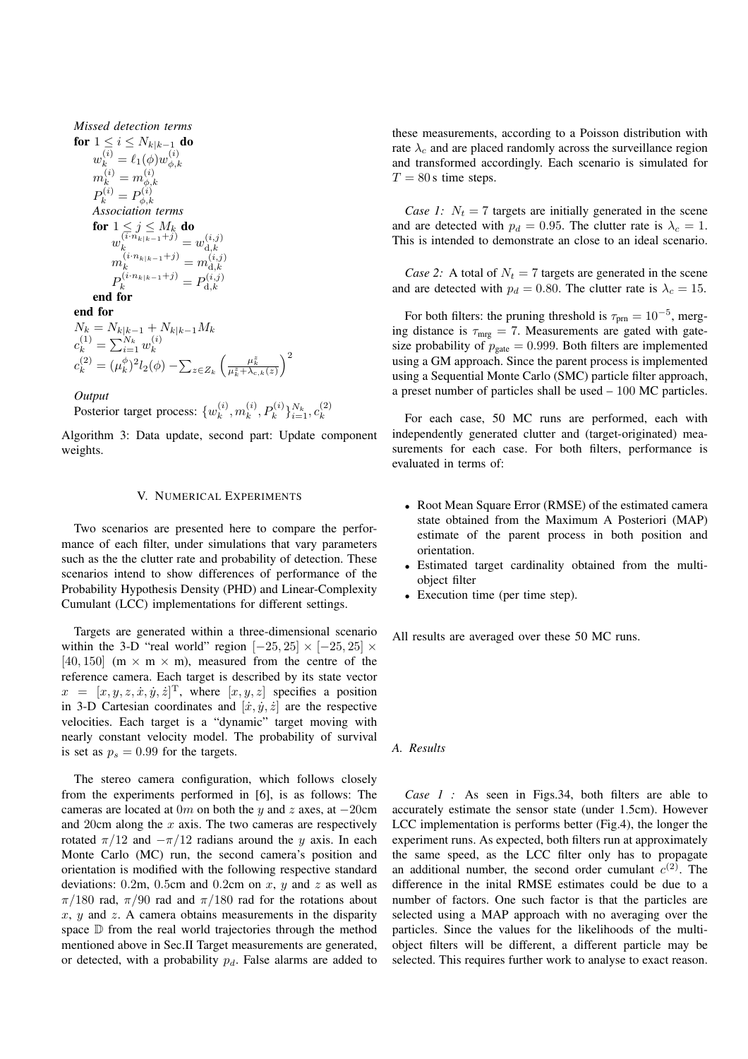*Missed detection terms*

**for** $1 \leq i \leq N_{k|k-1}$ **do**

$w_k^{(i)} = \ell_1(\phi) w_{\phi,k}^{(i)}$

$m_k^{(i)} = m_{\phi,k}^{(i)}$

$P_k^{(i)} = P_{\phi,k}^{(i)}$

*Association terms*

**for** $1 \leq j \leq M_k$ **do**

$w_k^{(i \cdot n_{k|k-1}+j)} = w_{\mathrm{d},k}^{(i,j)}$

$m_k^{(i \cdot n_{k|k-1}+j)} = m_{\mathrm{d},k}^{(i,j)}$

$P_k^{(i \cdot n_{k|k-1}+j)} = P_{\mathrm{d},k}^{(i,j)}$

**end for**

**end for**

$N_k = N_{k|k-1} + N_{k|k-1} M_k$

$c_k^{(1)} = \sum_{i=1}^{N_k} w_k^{(i)}$

$c_k^{(2)} = (\mu_k^{\phi})^2 l_2(\phi) - \sum_{z \in Z_k} \left( \frac{\mu_k^z}{\mu_k^z + \lambda_{c,k}(z)} \right)^2$

*Output*

Posterior target process: $\{w_k^{(i)}, m_k^{(i)}, P_k^{(i)}\}_{i=1}^{N_k}, c_k^{(2)}$

Algorithm 3: Data update, second part: Update component weights.

## V. Numerical Experiments

Two scenarios are presented here to compare the performance of each filter, under simulations that vary parameters such as the the clutter rate and probability of detection. These scenarios intend to show differences of performance of the Probability Hypothesis Density (PHD) and Linear-Complexity Cumulant (LCC) implementations for different settings.

Targets are generated within a three-dimensional scenario within the 3-D "real world" region $[-25, 25] \times [-25, 25] \times [40, 150]$ (m $\times$ m $\times$ m), measured from the centre of the reference camera. Each target is described by its state vector $x = [x, y, z, \dot{x}, \dot{y}, \dot{z}]^{\mathrm{T}}$, where $[x, y, z]$ specifies a position in 3-D Cartesian coordinates and $[\dot{x}, \dot{y}, \dot{z}]$ are the respective velocities. Each target is a "dynamic" target moving with nearly constant velocity model. The probability of survival is set as $p_s = 0.99$ for the targets.

The stereo camera configuration, which follows closely from the experiments performed in [6], is as follows: The cameras are located at $0m$ on both the $y$ and $z$ axes, at $-20$cm and 20cm along the $x$ axis. The two cameras are respectively rotated $\pi/12$ and $-\pi/12$ radians around the $y$ axis. In each Monte Carlo (MC) run, the second camera's position and orientation is modified with the following respective standard deviations: 0.2m, 0.5cm and 0.2cm on $x$, $y$ and $z$ as well as $\pi/180$ rad, $\pi/90$ rad and $\pi/180$ rad for the rotations about $x$, $y$ and $z$. A camera obtains measurements in the disparity space $\mathbb{D}$ from the real world trajectories through the method mentioned above in Sec.II Target measurements are generated, or detected, with a probability $p_d$. False alarms are added to these measurements, according to a Poisson distribution with rate $\lambda_c$ and are placed randomly across the surveillance region and transformed accordingly. Each scenario is simulated for $T = 80$ s time steps.

*Case 1:* $N_t = 7$ targets are initially generated in the scene and are detected with $p_d = 0.95$. The clutter rate is $\lambda_c = 1$. This is intended to demonstrate an close to an ideal scenario.

*Case 2:* A total of $N_t = 7$ targets are generated in the scene and are detected with $p_d = 0.80$. The clutter rate is $\lambda_c = 15$.

For both filters: the pruning threshold is $\tau_{\mathrm{prn}} = 10^{-5}$, merging distance is $\tau_{\mathrm{mrg}} = 7$. Measurements are gated with gatesize probability of $p_{\mathrm{gate}} = 0.999$. Both filters are implemented using a GM approach. Since the parent process is implemented using a Sequential Monte Carlo (SMC) particle filter approach, a preset number of particles shall be used – 100 MC particles.

For each case, 50 MC runs are performed, each with independently generated clutter and (target-originated) measurements for each case. For both filters, performance is evaluated in terms of:

- Root Mean Square Error (RMSE) of the estimated camera state obtained from the Maximum A Posteriori (MAP) estimate of the parent process in both position and orientation.
- Estimated target cardinality obtained from the multi-object filter
- Execution time (per time step).

All results are averaged over these 50 MC runs.

### A. Results

*Case 1 :* As seen in Figs.34, both filters are able to accurately estimate the sensor state (under 1.5cm). However LCC implementation is performs better (Fig.4), the longer the experiment runs. As expected, both filters run at approximately the same speed, as the LCC filter only has to propagate an additional number, the second order cumulant $c^{(2)}$. The difference in the inital RMSE estimates could be due to a number of factors. One such factor is that the particles are selected using a MAP approach with no averaging over the particles. Since the values for the likelihoods of the multi-object filters will be different, a different particle may be selected. This requires further work to analyse to exact reason.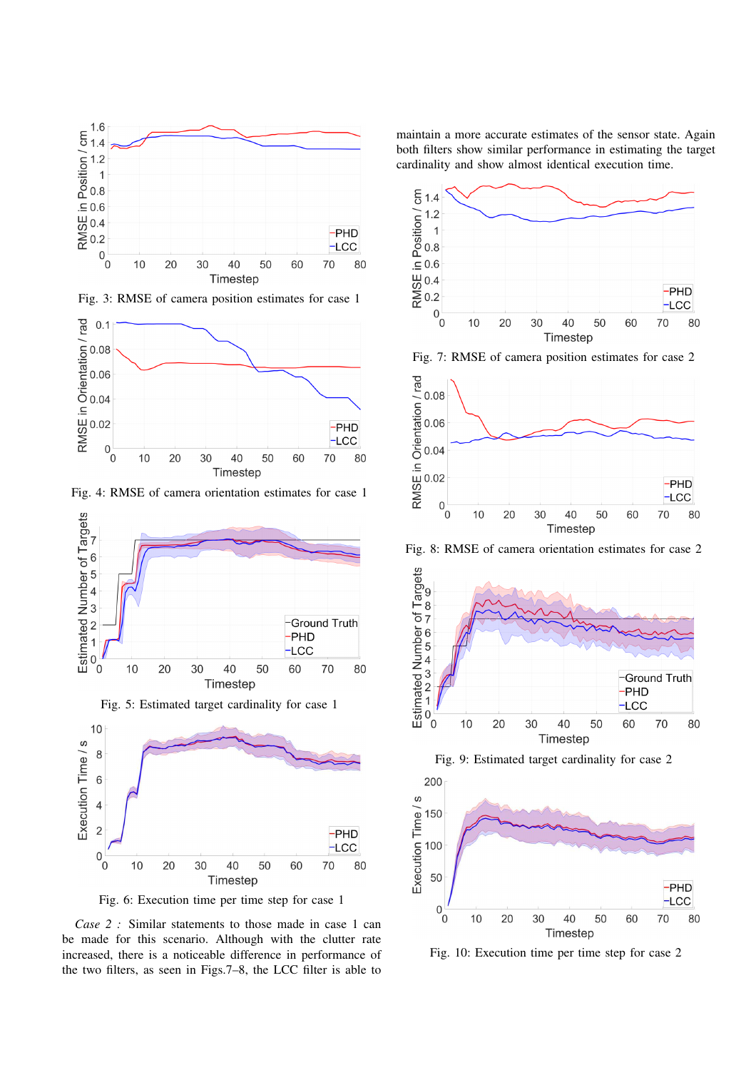Fig. 3: RMSE of camera position estimates for case 1

Fig. 4: RMSE of camera orientation estimates for case 1

Fig. 5: Estimated target cardinality for case 1

Fig. 6: Execution time per time step for case 1

*Case 2 :* Similar statements to those made in case 1 can be made for this scenario. Although with the clutter rate increased, there is a noticeable difference in performance of the two filters, as seen in Figs.7–8, the LCC filter is able to maintain a more accurate estimates of the sensor state. Again both filters show similar performance in estimating the target cardinality and show almost identical execution time.

Fig. 7: RMSE of camera position estimates for case 2

Fig. 8: RMSE of camera orientation estimates for case 2

Fig. 9: Estimated target cardinality for case 2

Fig. 10: Execution time per time step for case 2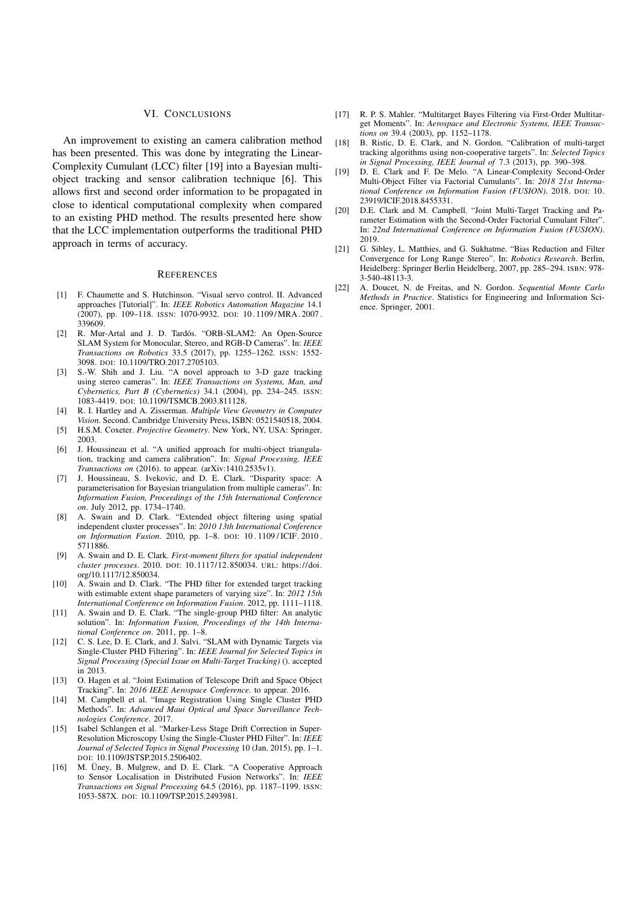## VI. Conclusions

An improvement to existing an camera calibration method has been presented. This was done by integrating the Linear-Complexity Cumulant (LCC) filter [19] into a Bayesian multi-object tracking and sensor calibration technique [6]. This allows first and second order information to be propagated in close to identical computational complexity when compared to an existing PHD method. The results presented here show that the LCC implementation outperforms the traditional PHD approach in terms of accuracy.

## References

[1] F. Chaumette and S. Hutchinson. "Visual servo control. II. Advanced approaches [Tutorial]". In: *IEEE Robotics Automation Magazine* 14.1 (2007), pp. 109–118. ISSN: 1070-9932. DOI: 10.1109/MRA.2007.339609.

[2] R. Mur-Artal and J. D. Tardós. "ORB-SLAM2: An Open-Source SLAM System for Monocular, Stereo, and RGB-D Cameras". In: *IEEE Transactions on Robotics* 33.5 (2017), pp. 1255–1262. ISSN: 1552-3098. DOI: 10.1109/TRO.2017.2705103.

[3] S.-W. Shih and J. Liu. "A novel approach to 3-D gaze tracking using stereo cameras". In: *IEEE Transactions on Systems, Man, and Cybernetics, Part B (Cybernetics)* 34.1 (2004), pp. 234–245. ISSN: 1083-4419. DOI: 10.1109/TSMCB.2003.811128.

[4] R. I. Hartley and A. Zisserman. *Multiple View Geometry in Computer Vision*. Second. Cambridge University Press, ISBN: 0521540518, 2004.

[5] H.S.M. Coxeter. *Projective Geometry*. New York, NY, USA: Springer, 2003.

[6] J. Houssineau et al. "A unified approach for multi-object triangulation, tracking and camera calibration". In: *Signal Processing, IEEE Transactions on* (2016). to appear. (arXiv:1410.2535v1).

[7] J. Houssineau, S. Ivekovic, and D. E. Clark. "Disparity space: A parameterisation for Bayesian triangulation from multiple cameras". In: *Information Fusion, Proceedings of the 15th International Conference on*. July 2012, pp. 1734–1740.

[8] A. Swain and D. Clark. "Extended object filtering using spatial independent cluster processes". In: *2010 13th International Conference on Information Fusion*. 2010, pp. 1–8. DOI: 10.1109/ICIF.2010.5711886.

[9] A. Swain and D. E. Clark. *First-moment filters for spatial independent cluster processes*. 2010. DOI: 10.1117/12.850034. URL: https://doi.org/10.1117/12.850034.

[10] A. Swain and D. Clark. "The PHD filter for extended target tracking with estimable extent shape parameters of varying size". In: *2012 15th International Conference on Information Fusion*. 2012, pp. 1111–1118.

[11] A. Swain and D. E. Clark. "The single-group PHD filter: An analytic solution". In: *Information Fusion, Proceedings of the 14th International Conference on*. 2011, pp. 1–8.

[12] C. S. Lee, D. E. Clark, and J. Salvi. "SLAM with Dynamic Targets via Single-Cluster PHD Filtering". In: *IEEE Journal for Selected Topics in Signal Processing (Special Issue on Multi-Target Tracking)* (). accepted in 2013.

[13] O. Hagen et al. "Joint Estimation of Telescope Drift and Space Object Tracking". In: *2016 IEEE Aerospace Conference*. to appear. 2016.

[14] M. Campbell et al. "Image Registration Using Single Cluster PHD Methods". In: *Advanced Maui Optical and Space Surveillance Technologies Conference*. 2017.

[15] Isabel Schlangen et al. "Marker-Less Stage Drift Correction in Super-Resolution Microscopy Using the Single-Cluster PHD Filter". In: *IEEE Journal of Selected Topics in Signal Processing* 10 (Jan. 2015), pp. 1–1. DOI: 10.1109/JSTSP.2015.2506402.

[16] M. Üney, B. Mulgrew, and D. E. Clark. "A Cooperative Approach to Sensor Localisation in Distributed Fusion Networks". In: *IEEE Transactions on Signal Processing* 64.5 (2016), pp. 1187–1199. ISSN: 1053-587X. DOI: 10.1109/TSP.2015.2493981.

[17] R. P. S. Mahler. "Multitarget Bayes Filtering via First-Order Multitarget Moments". In: *Aerospace and Electronic Systems, IEEE Transactions on* 39.4 (2003), pp. 1152–1178.

[18] B. Ristic, D. E. Clark, and N. Gordon. "Calibration of multi-target tracking algorithms using non-cooperative targets". In: *Selected Topics in Signal Processing, IEEE Journal of* 7.3 (2013), pp. 390–398.

[19] D. E. Clark and F. De Melo. "A Linear-Complexity Second-Order Multi-Object Filter via Factorial Cumulants". In: *2018 21st International Conference on Information Fusion (FUSION)*. 2018. DOI: 10.23919/ICIF.2018.8455331.

[20] D.E. Clark and M. Campbell. "Joint Multi-Target Tracking and Parameter Estimation with the Second-Order Factorial Cumulant Filter". In: *22nd International Conference on Information Fusion (FUSION)*. 2019.

[21] G. Sibley, L. Matthies, and G. Sukhatme. "Bias Reduction and Filter Convergence for Long Range Stereo". In: *Robotics Research*. Berlin, Heidelberg: Springer Berlin Heidelberg, 2007, pp. 285–294. ISBN: 978-3-540-48113-3.

[22] A. Doucet, N. de Freitas, and N. Gordon. *Sequential Monte Carlo Methods in Practice*. Statistics for Engineering and Information Science. Springer, 2001.